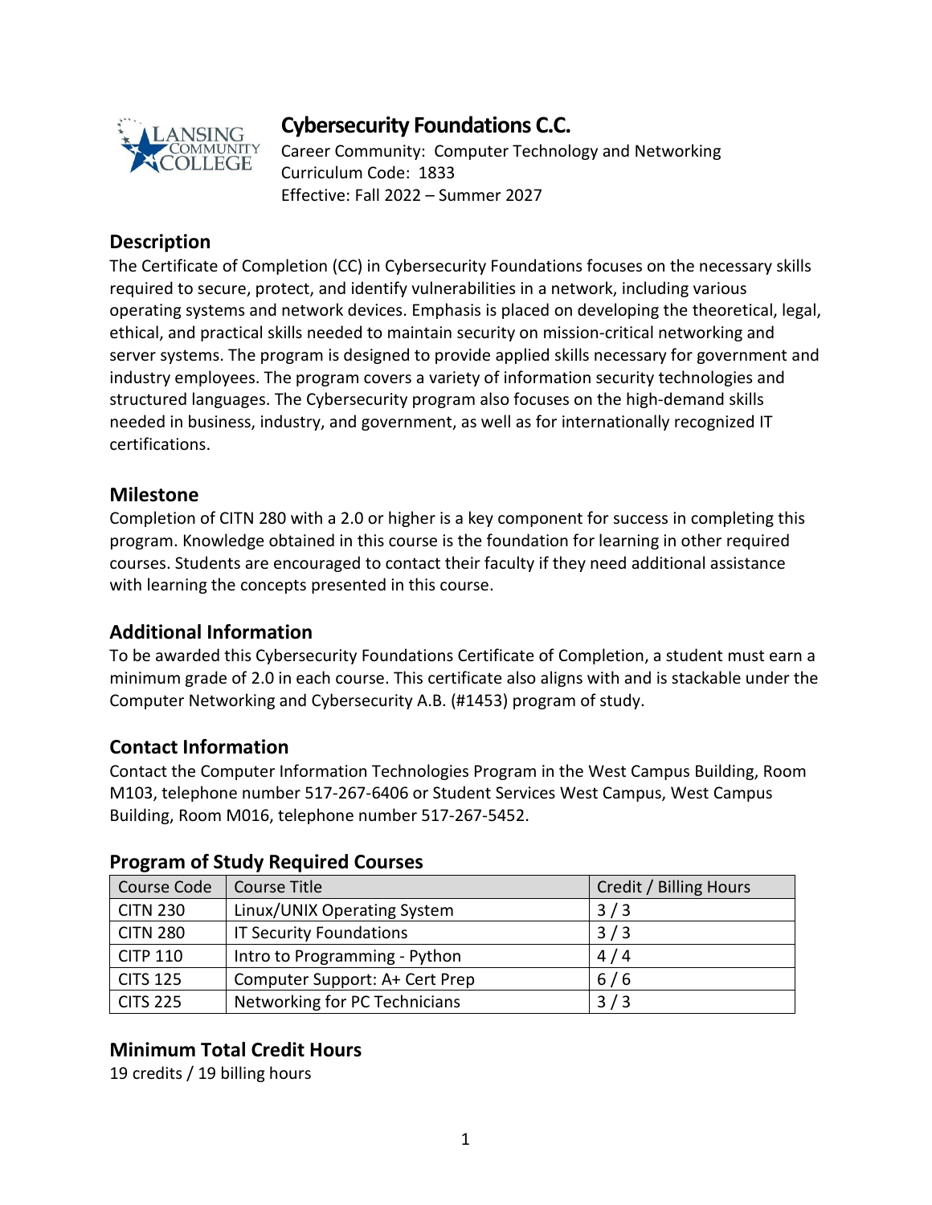# Cybersecurity Foundations C.C.

Career Community: Computer Technology and Networking
Curriculum Code: 1833
Effective: Fall 2022 – Summer 2027

## Description

The Certificate of Completion (CC) in Cybersecurity Foundations focuses on the necessary skills required to secure, protect, and identify vulnerabilities in a network, including various operating systems and network devices. Emphasis is placed on developing the theoretical, legal, ethical, and practical skills needed to maintain security on mission-critical networking and server systems. The program is designed to provide applied skills necessary for government and industry employees. The program covers a variety of information security technologies and structured languages. The Cybersecurity program also focuses on the high-demand skills needed in business, industry, and government, as well as for internationally recognized IT certifications.

## Milestone

Completion of CITN 280 with a 2.0 or higher is a key component for success in completing this program. Knowledge obtained in this course is the foundation for learning in other required courses. Students are encouraged to contact their faculty if they need additional assistance with learning the concepts presented in this course.

## Additional Information

To be awarded this Cybersecurity Foundations Certificate of Completion, a student must earn a minimum grade of 2.0 in each course. This certificate also aligns with and is stackable under the Computer Networking and Cybersecurity A.B. (#1453) program of study.

## Contact Information

Contact the Computer Information Technologies Program in the West Campus Building, Room M103, telephone number 517-267-6406 or Student Services West Campus, West Campus Building, Room M016, telephone number 517-267-5452.

## Program of Study Required Courses

| Course Code | Course Title | Credit / Billing Hours |
|---|---|---|
| CITN 230 | Linux/UNIX Operating System | 3 / 3 |
| CITN 280 | IT Security Foundations | 3 / 3 |
| CITP 110 | Intro to Programming - Python | 4 / 4 |
| CITS 125 | Computer Support: A+ Cert Prep | 6 / 6 |
| CITS 225 | Networking for PC Technicians | 3 / 3 |

## Minimum Total Credit Hours

19 credits / 19 billing hours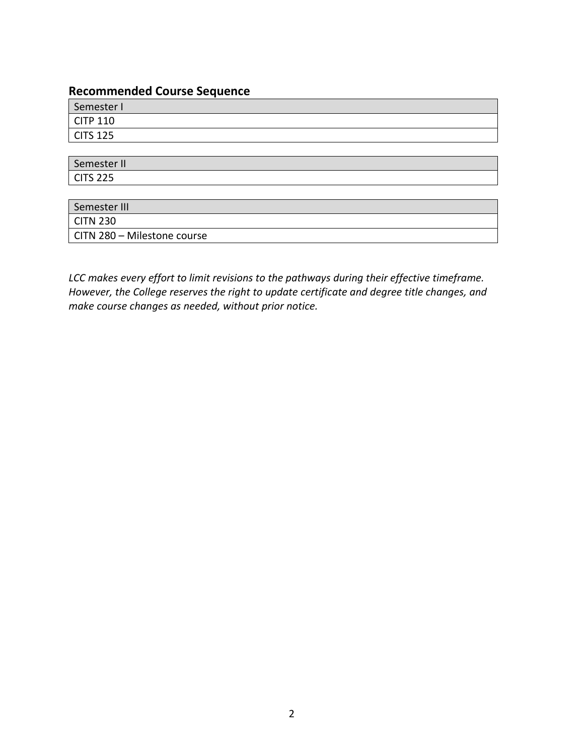## Recommended Course Sequence

| Semester I |
| --- |
| CITP 110 |
| CITS 125 |

| Semester II |
| --- |
| CITS 225 |

| Semester III |
| --- |
| CITN 230 |
| CITN 280 – Milestone course |

*LCC makes every effort to limit revisions to the pathways during their effective timeframe. However, the College reserves the right to update certificate and degree title changes, and make course changes as needed, without prior notice.*